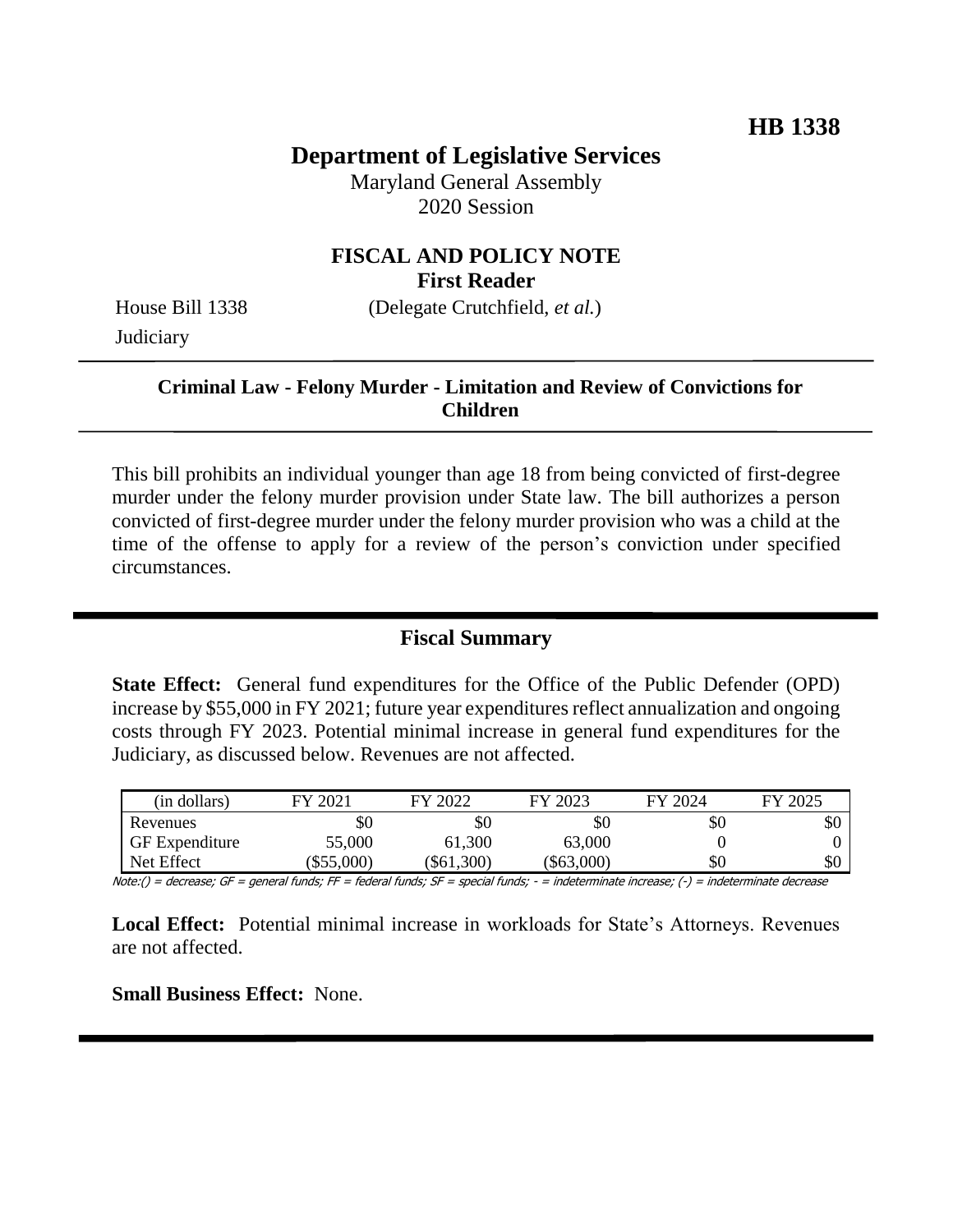**HB 1338**

# Department of Legislative Services

Maryland General Assembly
2020 Session

## FISCAL AND POLICY NOTE
**First Reader**

House Bill 1338 (Delegate Crutchfield, *et al.*)
Judiciary

---

**Criminal Law - Felony Murder - Limitation and Review of Convictions for Children**

---

This bill prohibits an individual younger than age 18 from being convicted of first-degree murder under the felony murder provision under State law. The bill authorizes a person convicted of first-degree murder under the felony murder provision who was a child at the time of the offense to apply for a review of the person's conviction under specified circumstances.

---

## Fiscal Summary

**State Effect:** General fund expenditures for the Office of the Public Defender (OPD) increase by $55,000 in FY 2021; future year expenditures reflect annualization and ongoing costs through FY 2023. Potential minimal increase in general fund expenditures for the Judiciary, as discussed below. Revenues are not affected.

| (in dollars) | FY 2021 | FY 2022 | FY 2023 | FY 2024 | FY 2025 |
|---|---|---|---|---|---|
| Revenues | $0 | $0 | $0 | $0 | $0 |
| GF Expenditure | 55,000 | 61,300 | 63,000 | 0 | 0 |
| Net Effect | ($55,000) | ($61,300) | ($63,000) | $0 | $0 |

Note:() = decrease; GF = general funds; FF = federal funds; SF = special funds; - = indeterminate increase; (-) = indeterminate decrease

**Local Effect:** Potential minimal increase in workloads for State's Attorneys. Revenues are not affected.

**Small Business Effect:** None.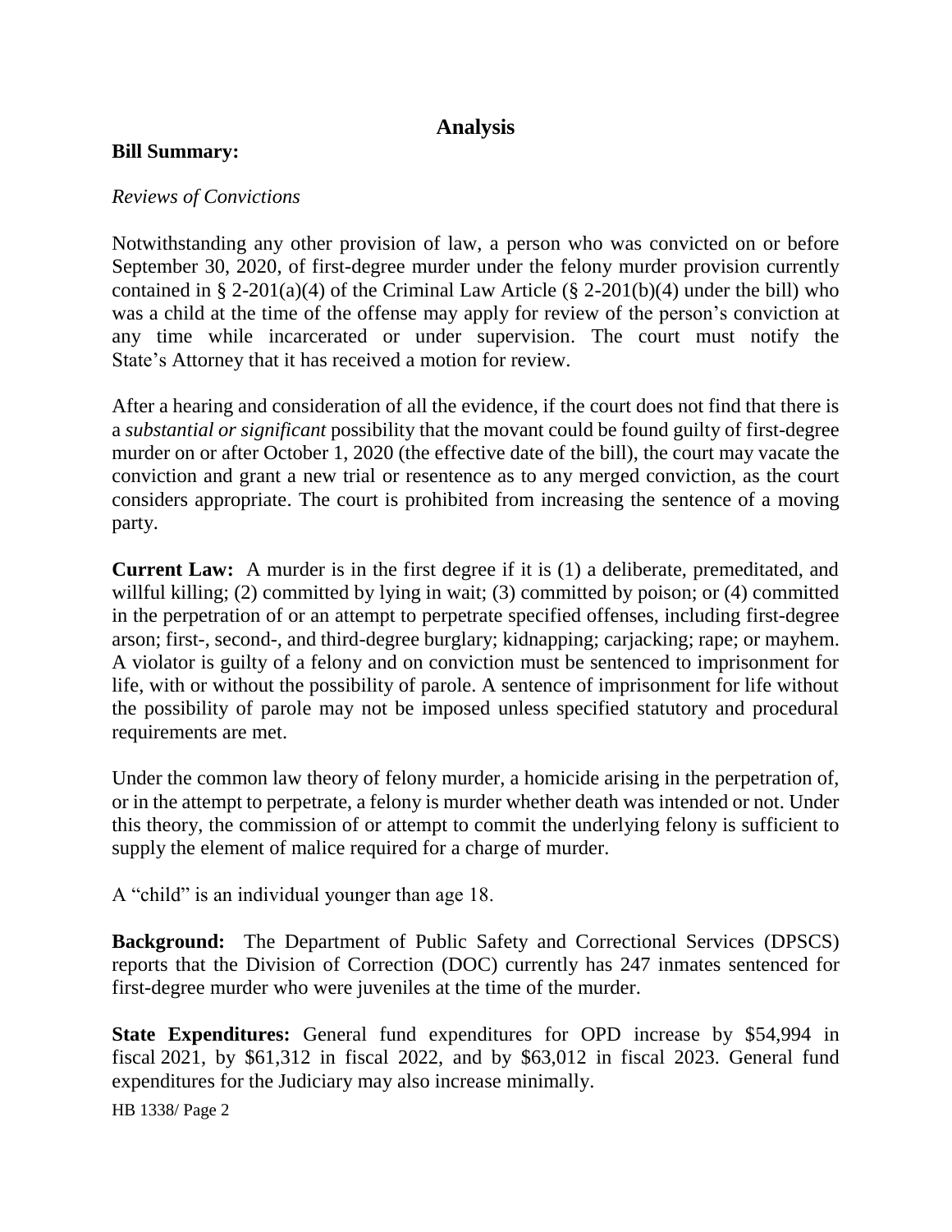## Analysis

**Bill Summary:**

*Reviews of Convictions*

Notwithstanding any other provision of law, a person who was convicted on or before September 30, 2020, of first-degree murder under the felony murder provision currently contained in § 2-201(a)(4) of the Criminal Law Article (§ 2-201(b)(4) under the bill) who was a child at the time of the offense may apply for review of the person's conviction at any time while incarcerated or under supervision. The court must notify the State's Attorney that it has received a motion for review.

After a hearing and consideration of all the evidence, if the court does not find that there is a *substantial or significant* possibility that the movant could be found guilty of first-degree murder on or after October 1, 2020 (the effective date of the bill), the court may vacate the conviction and grant a new trial or resentence as to any merged conviction, as the court considers appropriate. The court is prohibited from increasing the sentence of a moving party.

**Current Law:** A murder is in the first degree if it is (1) a deliberate, premeditated, and willful killing; (2) committed by lying in wait; (3) committed by poison; or (4) committed in the perpetration of or an attempt to perpetrate specified offenses, including first-degree arson; first-, second-, and third-degree burglary; kidnapping; carjacking; rape; or mayhem. A violator is guilty of a felony and on conviction must be sentenced to imprisonment for life, with or without the possibility of parole. A sentence of imprisonment for life without the possibility of parole may not be imposed unless specified statutory and procedural requirements are met.

Under the common law theory of felony murder, a homicide arising in the perpetration of, or in the attempt to perpetrate, a felony is murder whether death was intended or not. Under this theory, the commission of or attempt to commit the underlying felony is sufficient to supply the element of malice required for a charge of murder.

A "child" is an individual younger than age 18.

**Background:** The Department of Public Safety and Correctional Services (DPSCS) reports that the Division of Correction (DOC) currently has 247 inmates sentenced for first-degree murder who were juveniles at the time of the murder.

**State Expenditures:** General fund expenditures for OPD increase by $54,994 in fiscal 2021, by $61,312 in fiscal 2022, and by $63,012 in fiscal 2023. General fund expenditures for the Judiciary may also increase minimally.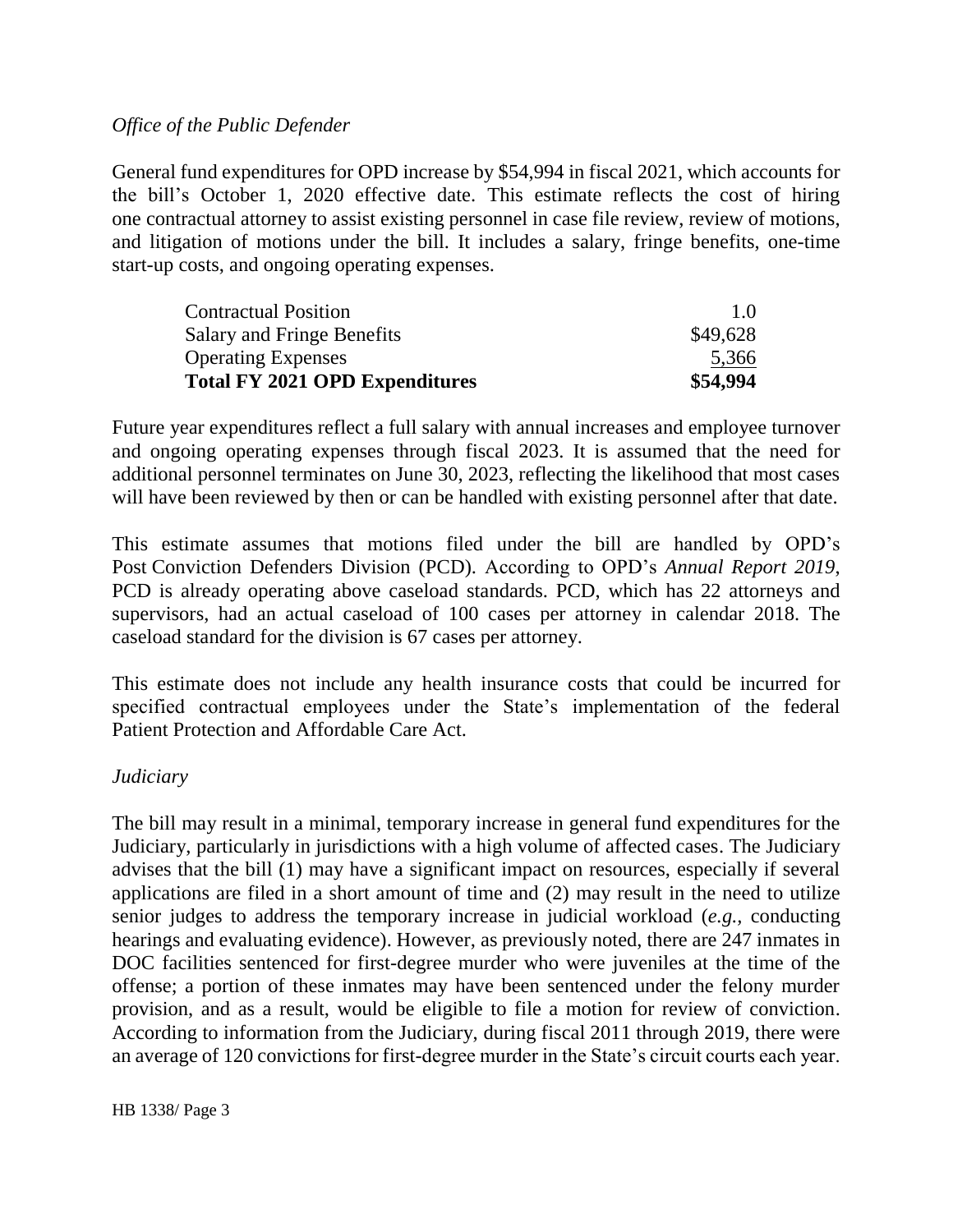*Office of the Public Defender*

General fund expenditures for OPD increase by $54,994 in fiscal 2021, which accounts for the bill's October 1, 2020 effective date. This estimate reflects the cost of hiring one contractual attorney to assist existing personnel in case file review, review of motions, and litigation of motions under the bill. It includes a salary, fringe benefits, one-time start-up costs, and ongoing operating expenses.

| | |
|---|---|
| Contractual Position | 1.0 |
| Salary and Fringe Benefits | $49,628 |
| Operating Expenses | 5,366 |
| **Total FY 2021 OPD Expenditures** | **$54,994** |

Future year expenditures reflect a full salary with annual increases and employee turnover and ongoing operating expenses through fiscal 2023. It is assumed that the need for additional personnel terminates on June 30, 2023, reflecting the likelihood that most cases will have been reviewed by then or can be handled with existing personnel after that date.

This estimate assumes that motions filed under the bill are handled by OPD's Post Conviction Defenders Division (PCD). According to OPD's *Annual Report 2019*, PCD is already operating above caseload standards. PCD, which has 22 attorneys and supervisors, had an actual caseload of 100 cases per attorney in calendar 2018. The caseload standard for the division is 67 cases per attorney.

This estimate does not include any health insurance costs that could be incurred for specified contractual employees under the State's implementation of the federal Patient Protection and Affordable Care Act.

*Judiciary*

The bill may result in a minimal, temporary increase in general fund expenditures for the Judiciary, particularly in jurisdictions with a high volume of affected cases. The Judiciary advises that the bill (1) may have a significant impact on resources, especially if several applications are filed in a short amount of time and (2) may result in the need to utilize senior judges to address the temporary increase in judicial workload (*e.g.*, conducting hearings and evaluating evidence). However, as previously noted, there are 247 inmates in DOC facilities sentenced for first-degree murder who were juveniles at the time of the offense; a portion of these inmates may have been sentenced under the felony murder provision, and as a result, would be eligible to file a motion for review of conviction. According to information from the Judiciary, during fiscal 2011 through 2019, there were an average of 120 convictions for first-degree murder in the State's circuit courts each year.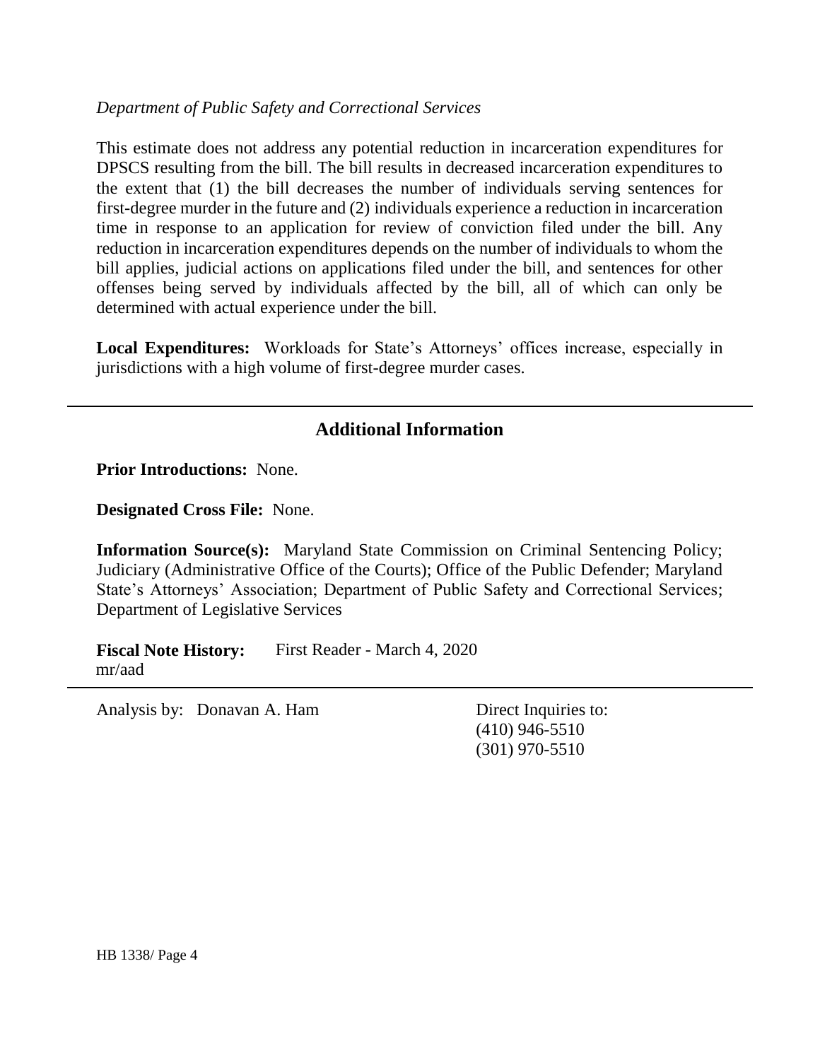*Department of Public Safety and Correctional Services*

This estimate does not address any potential reduction in incarceration expenditures for DPSCS resulting from the bill. The bill results in decreased incarceration expenditures to the extent that (1) the bill decreases the number of individuals serving sentences for first-degree murder in the future and (2) individuals experience a reduction in incarceration time in response to an application for review of conviction filed under the bill. Any reduction in incarceration expenditures depends on the number of individuals to whom the bill applies, judicial actions on applications filed under the bill, and sentences for other offenses being served by individuals affected by the bill, all of which can only be determined with actual experience under the bill.

**Local Expenditures:** Workloads for State's Attorneys' offices increase, especially in jurisdictions with a high volume of first-degree murder cases.

---

## Additional Information

**Prior Introductions:** None.

**Designated Cross File:** None.

**Information Source(s):** Maryland State Commission on Criminal Sentencing Policy; Judiciary (Administrative Office of the Courts); Office of the Public Defender; Maryland State's Attorneys' Association; Department of Public Safety and Correctional Services; Department of Legislative Services

**Fiscal Note History:** First Reader - March 4, 2020
mr/aad

---

Analysis by: Donavan A. Ham

Direct Inquiries to:
(410) 946-5510
(301) 970-5510